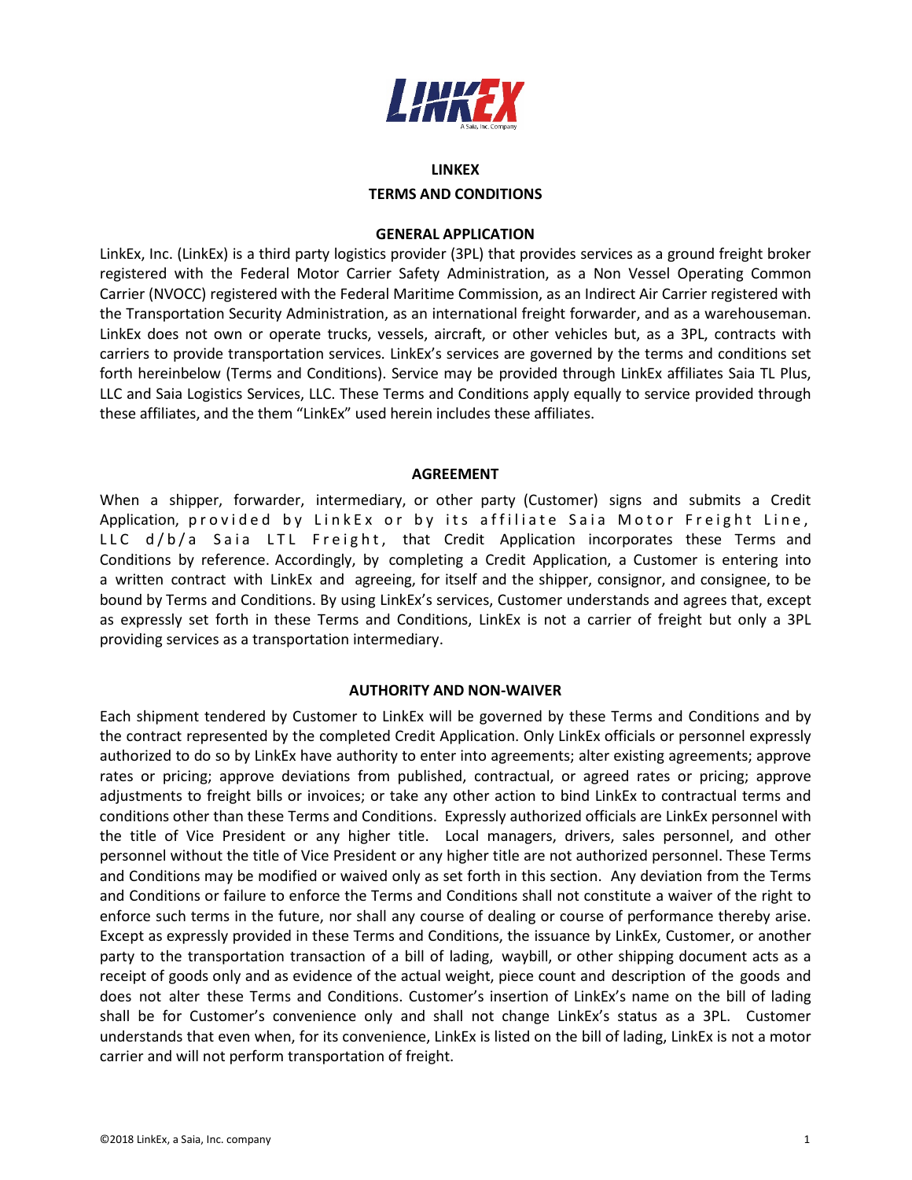# LINKEX
# TERMS AND CONDITIONS

## GENERAL APPLICATION

LinkEx, Inc. (LinkEx) is a third party logistics provider (3PL) that provides services as a ground freight broker registered with the Federal Motor Carrier Safety Administration, as a Non Vessel Operating Common Carrier (NVOCC) registered with the Federal Maritime Commission, as an Indirect Air Carrier registered with the Transportation Security Administration, as an international freight forwarder, and as a warehouseman. LinkEx does not own or operate trucks, vessels, aircraft, or other vehicles but, as a 3PL, contracts with carriers to provide transportation services. LinkEx's services are governed by the terms and conditions set forth hereinbelow (Terms and Conditions). Service may be provided through LinkEx affiliates Saia TL Plus, LLC and Saia Logistics Services, LLC. These Terms and Conditions apply equally to service provided through these affiliates, and the them "LinkEx" used herein includes these affiliates.

## AGREEMENT

When a shipper, forwarder, intermediary, or other party (Customer) signs and submits a Credit Application, provided by LinkEx or by its affiliate Saia Motor Freight Line, LLC d/b/a Saia LTL Freight, that Credit Application incorporates these Terms and Conditions by reference. Accordingly, by completing a Credit Application, a Customer is entering into a written contract with LinkEx and agreeing, for itself and the shipper, consignor, and consignee, to be bound by Terms and Conditions. By using LinkEx's services, Customer understands and agrees that, except as expressly set forth in these Terms and Conditions, LinkEx is not a carrier of freight but only a 3PL providing services as a transportation intermediary.

## AUTHORITY AND NON-WAIVER

Each shipment tendered by Customer to LinkEx will be governed by these Terms and Conditions and by the contract represented by the completed Credit Application. Only LinkEx officials or personnel expressly authorized to do so by LinkEx have authority to enter into agreements; alter existing agreements; approve rates or pricing; approve deviations from published, contractual, or agreed rates or pricing; approve adjustments to freight bills or invoices; or take any other action to bind LinkEx to contractual terms and conditions other than these Terms and Conditions. Expressly authorized officials are LinkEx personnel with the title of Vice President or any higher title. Local managers, drivers, sales personnel, and other personnel without the title of Vice President or any higher title are not authorized personnel. These Terms and Conditions may be modified or waived only as set forth in this section. Any deviation from the Terms and Conditions or failure to enforce the Terms and Conditions shall not constitute a waiver of the right to enforce such terms in the future, nor shall any course of dealing or course of performance thereby arise. Except as expressly provided in these Terms and Conditions, the issuance by LinkEx, Customer, or another party to the transportation transaction of a bill of lading, waybill, or other shipping document acts as a receipt of goods only and as evidence of the actual weight, piece count and description of the goods and does not alter these Terms and Conditions. Customer's insertion of LinkEx's name on the bill of lading shall be for Customer's convenience only and shall not change LinkEx's status as a 3PL. Customer understands that even when, for its convenience, LinkEx is listed on the bill of lading, LinkEx is not a motor carrier and will not perform transportation of freight.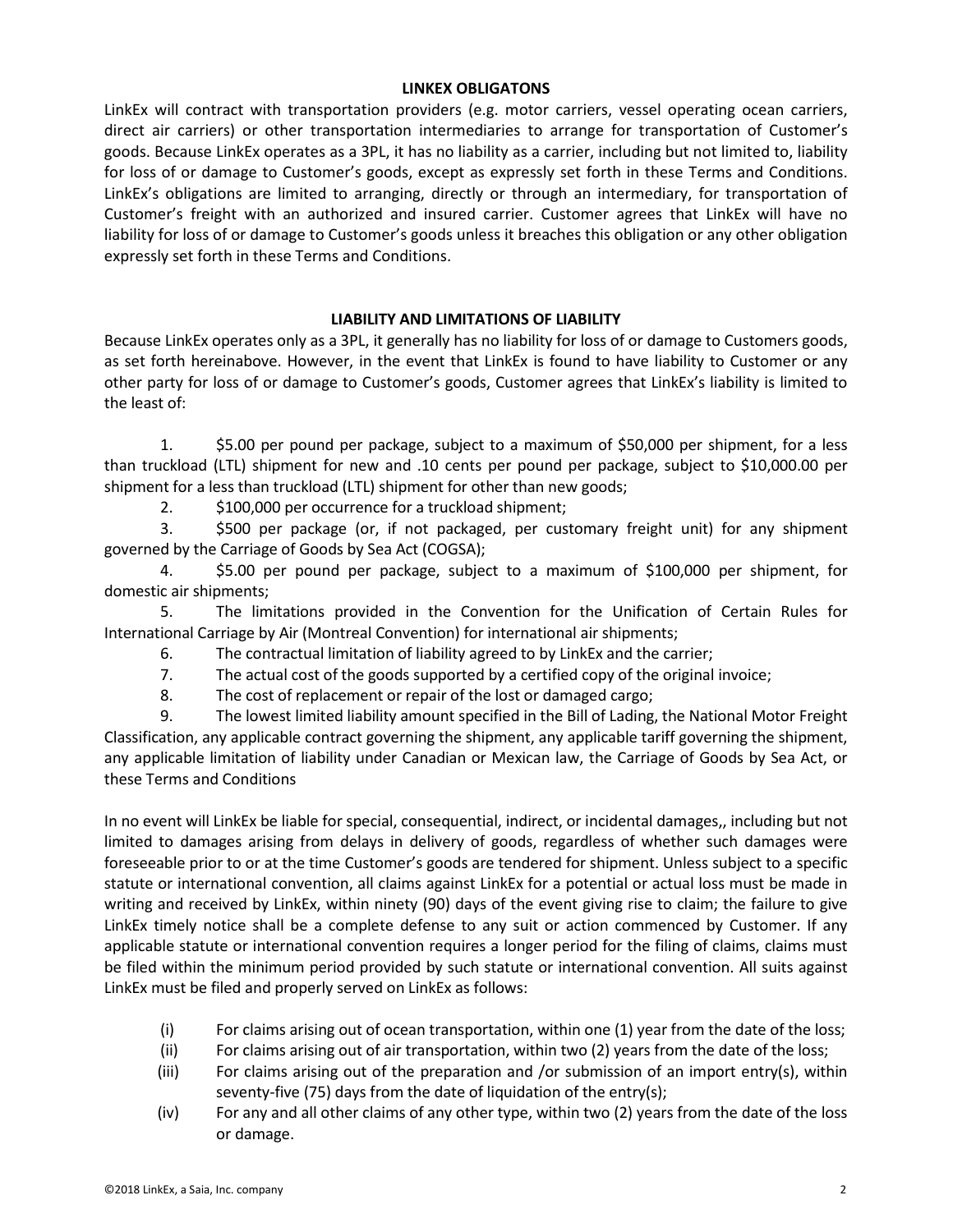## LINKEX OBLIGATONS

LinkEx will contract with transportation providers (e.g. motor carriers, vessel operating ocean carriers, direct air carriers) or other transportation intermediaries to arrange for transportation of Customer's goods. Because LinkEx operates as a 3PL, it has no liability as a carrier, including but not limited to, liability for loss of or damage to Customer's goods, except as expressly set forth in these Terms and Conditions. LinkEx's obligations are limited to arranging, directly or through an intermediary, for transportation of Customer's freight with an authorized and insured carrier. Customer agrees that LinkEx will have no liability for loss of or damage to Customer's goods unless it breaches this obligation or any other obligation expressly set forth in these Terms and Conditions.

## LIABILITY AND LIMITATIONS OF LIABILITY

Because LinkEx operates only as a 3PL, it generally has no liability for loss of or damage to Customers goods, as set forth hereinabove. However, in the event that LinkEx is found to have liability to Customer or any other party for loss of or damage to Customer's goods, Customer agrees that LinkEx's liability is limited to the least of:

1. $5.00 per pound per package, subject to a maximum of $50,000 per shipment, for a less than truckload (LTL) shipment for new and .10 cents per pound per package, subject to $10,000.00 per shipment for a less than truckload (LTL) shipment for other than new goods;
2. $100,000 per occurrence for a truckload shipment;
3. $500 per package (or, if not packaged, per customary freight unit) for any shipment governed by the Carriage of Goods by Sea Act (COGSA);
4. $5.00 per pound per package, subject to a maximum of $100,000 per shipment, for domestic air shipments;
5. The limitations provided in the Convention for the Unification of Certain Rules for International Carriage by Air (Montreal Convention) for international air shipments;
6. The contractual limitation of liability agreed to by LinkEx and the carrier;
7. The actual cost of the goods supported by a certified copy of the original invoice;
8. The cost of replacement or repair of the lost or damaged cargo;
9. The lowest limited liability amount specified in the Bill of Lading, the National Motor Freight Classification, any applicable contract governing the shipment, any applicable tariff governing the shipment, any applicable limitation of liability under Canadian or Mexican law, the Carriage of Goods by Sea Act, or these Terms and Conditions

In no event will LinkEx be liable for special, consequential, indirect, or incidental damages,, including but not limited to damages arising from delays in delivery of goods, regardless of whether such damages were foreseeable prior to or at the time Customer's goods are tendered for shipment. Unless subject to a specific statute or international convention, all claims against LinkEx for a potential or actual loss must be made in writing and received by LinkEx, within ninety (90) days of the event giving rise to claim; the failure to give LinkEx timely notice shall be a complete defense to any suit or action commenced by Customer. If any applicable statute or international convention requires a longer period for the filing of claims, claims must be filed within the minimum period provided by such statute or international convention. All suits against LinkEx must be filed and properly served on LinkEx as follows:

(i) For claims arising out of ocean transportation, within one (1) year from the date of the loss;

(ii) For claims arising out of air transportation, within two (2) years from the date of the loss;

(iii) For claims arising out of the preparation and /or submission of an import entry(s), within seventy-five (75) days from the date of liquidation of the entry(s);

(iv) For any and all other claims of any other type, within two (2) years from the date of the loss or damage.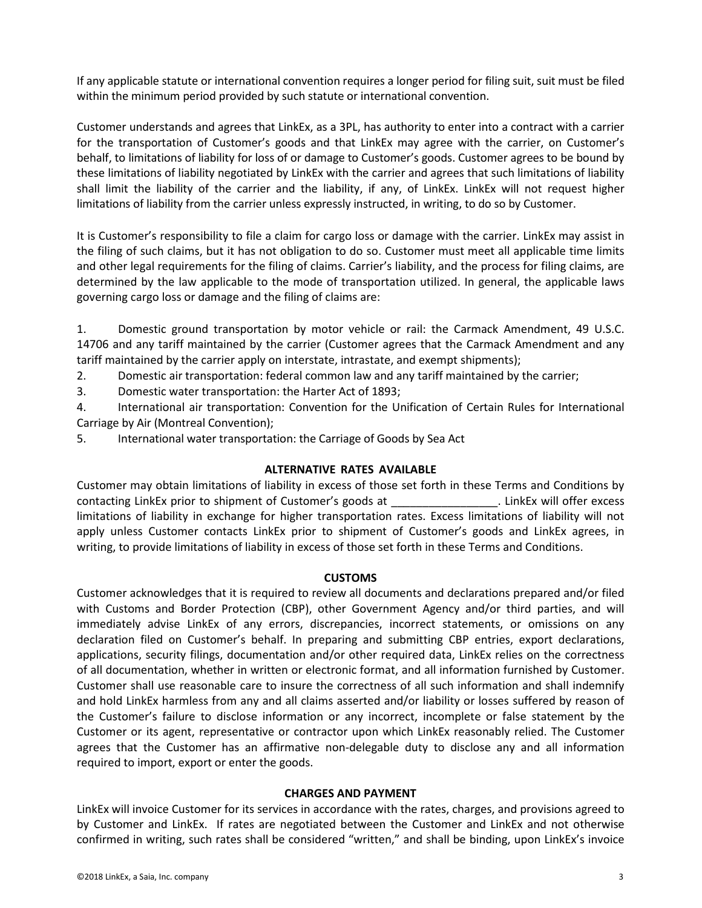If any applicable statute or international convention requires a longer period for filing suit, suit must be filed within the minimum period provided by such statute or international convention.

Customer understands and agrees that LinkEx, as a 3PL, has authority to enter into a contract with a carrier for the transportation of Customer's goods and that LinkEx may agree with the carrier, on Customer's behalf, to limitations of liability for loss of or damage to Customer's goods. Customer agrees to be bound by these limitations of liability negotiated by LinkEx with the carrier and agrees that such limitations of liability shall limit the liability of the carrier and the liability, if any, of LinkEx. LinkEx will not request higher limitations of liability from the carrier unless expressly instructed, in writing, to do so by Customer.

It is Customer's responsibility to file a claim for cargo loss or damage with the carrier. LinkEx may assist in the filing of such claims, but it has not obligation to do so. Customer must meet all applicable time limits and other legal requirements for the filing of claims. Carrier's liability, and the process for filing claims, are determined by the law applicable to the mode of transportation utilized. In general, the applicable laws governing cargo loss or damage and the filing of claims are:

1. Domestic ground transportation by motor vehicle or rail: the Carmack Amendment, 49 U.S.C. 14706 and any tariff maintained by the carrier (Customer agrees that the Carmack Amendment and any tariff maintained by the carrier apply on interstate, intrastate, and exempt shipments);
2. Domestic air transportation: federal common law and any tariff maintained by the carrier;
3. Domestic water transportation: the Harter Act of 1893;
4. International air transportation: Convention for the Unification of Certain Rules for International Carriage by Air (Montreal Convention);
5. International water transportation: the Carriage of Goods by Sea Act

**ALTERNATIVE RATES AVAILABLE**

Customer may obtain limitations of liability in excess of those set forth in these Terms and Conditions by contacting LinkEx prior to shipment of Customer's goods at \_\_\_\_\_\_\_\_\_\_\_\_\_\_\_\_\_. LinkEx will offer excess limitations of liability in exchange for higher transportation rates. Excess limitations of liability will not apply unless Customer contacts LinkEx prior to shipment of Customer's goods and LinkEx agrees, in writing, to provide limitations of liability in excess of those set forth in these Terms and Conditions.

**CUSTOMS**

Customer acknowledges that it is required to review all documents and declarations prepared and/or filed with Customs and Border Protection (CBP), other Government Agency and/or third parties, and will immediately advise LinkEx of any errors, discrepancies, incorrect statements, or omissions on any declaration filed on Customer's behalf. In preparing and submitting CBP entries, export declarations, applications, security filings, documentation and/or other required data, LinkEx relies on the correctness of all documentation, whether in written or electronic format, and all information furnished by Customer. Customer shall use reasonable care to insure the correctness of all such information and shall indemnify and hold LinkEx harmless from any and all claims asserted and/or liability or losses suffered by reason of the Customer's failure to disclose information or any incorrect, incomplete or false statement by the Customer or its agent, representative or contractor upon which LinkEx reasonably relied. The Customer agrees that the Customer has an affirmative non-delegable duty to disclose any and all information required to import, export or enter the goods.

**CHARGES AND PAYMENT**

LinkEx will invoice Customer for its services in accordance with the rates, charges, and provisions agreed to by Customer and LinkEx. If rates are negotiated between the Customer and LinkEx and not otherwise confirmed in writing, such rates shall be considered "written," and shall be binding, upon LinkEx's invoice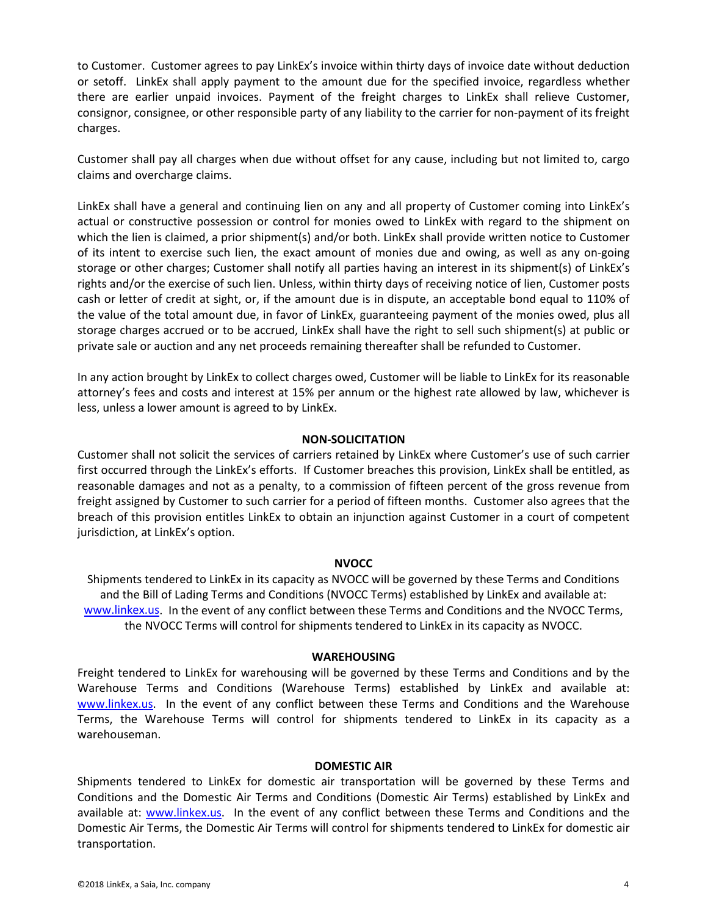to Customer. Customer agrees to pay LinkEx's invoice within thirty days of invoice date without deduction or setoff. LinkEx shall apply payment to the amount due for the specified invoice, regardless whether there are earlier unpaid invoices. Payment of the freight charges to LinkEx shall relieve Customer, consignor, consignee, or other responsible party of any liability to the carrier for non-payment of its freight charges.

Customer shall pay all charges when due without offset for any cause, including but not limited to, cargo claims and overcharge claims.

LinkEx shall have a general and continuing lien on any and all property of Customer coming into LinkEx's actual or constructive possession or control for monies owed to LinkEx with regard to the shipment on which the lien is claimed, a prior shipment(s) and/or both. LinkEx shall provide written notice to Customer of its intent to exercise such lien, the exact amount of monies due and owing, as well as any on-going storage or other charges; Customer shall notify all parties having an interest in its shipment(s) of LinkEx's rights and/or the exercise of such lien. Unless, within thirty days of receiving notice of lien, Customer posts cash or letter of credit at sight, or, if the amount due is in dispute, an acceptable bond equal to 110% of the value of the total amount due, in favor of LinkEx, guaranteeing payment of the monies owed, plus all storage charges accrued or to be accrued, LinkEx shall have the right to sell such shipment(s) at public or private sale or auction and any net proceeds remaining thereafter shall be refunded to Customer.

In any action brought by LinkEx to collect charges owed, Customer will be liable to LinkEx for its reasonable attorney's fees and costs and interest at 15% per annum or the highest rate allowed by law, whichever is less, unless a lower amount is agreed to by LinkEx.

**NON-SOLICITATION**

Customer shall not solicit the services of carriers retained by LinkEx where Customer's use of such carrier first occurred through the LinkEx's efforts. If Customer breaches this provision, LinkEx shall be entitled, as reasonable damages and not as a penalty, to a commission of fifteen percent of the gross revenue from freight assigned by Customer to such carrier for a period of fifteen months. Customer also agrees that the breach of this provision entitles LinkEx to obtain an injunction against Customer in a court of competent jurisdiction, at LinkEx's option.

**NVOCC**

Shipments tendered to LinkEx in its capacity as NVOCC will be governed by these Terms and Conditions and the Bill of Lading Terms and Conditions (NVOCC Terms) established by LinkEx and available at: www.linkex.us. In the event of any conflict between these Terms and Conditions and the NVOCC Terms, the NVOCC Terms will control for shipments tendered to LinkEx in its capacity as NVOCC.

**WAREHOUSING**

Freight tendered to LinkEx for warehousing will be governed by these Terms and Conditions and by the Warehouse Terms and Conditions (Warehouse Terms) established by LinkEx and available at: www.linkex.us. In the event of any conflict between these Terms and Conditions and the Warehouse Terms, the Warehouse Terms will control for shipments tendered to LinkEx in its capacity as a warehouseman.

**DOMESTIC AIR**

Shipments tendered to LinkEx for domestic air transportation will be governed by these Terms and Conditions and the Domestic Air Terms and Conditions (Domestic Air Terms) established by LinkEx and available at: www.linkex.us. In the event of any conflict between these Terms and Conditions and the Domestic Air Terms, the Domestic Air Terms will control for shipments tendered to LinkEx for domestic air transportation.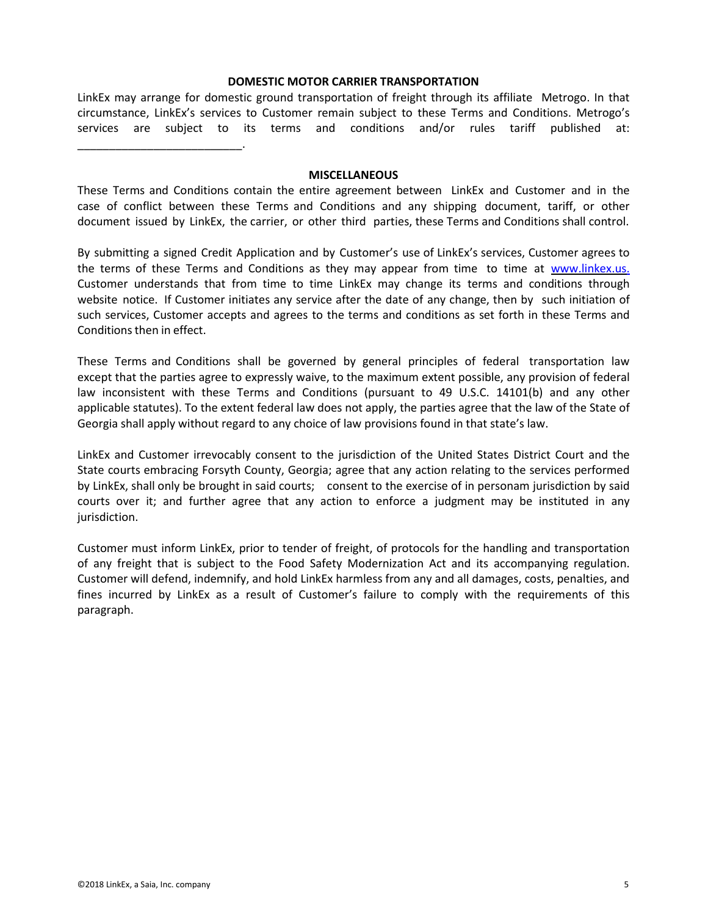## DOMESTIC MOTOR CARRIER TRANSPORTATION

LinkEx may arrange for domestic ground transportation of freight through its affiliate Metrogo. In that circumstance, LinkEx's services to Customer remain subject to these Terms and Conditions. Metrogo's services are subject to its terms and conditions and/or rules tariff published at: ___________________________.

## MISCELLANEOUS

These Terms and Conditions contain the entire agreement between LinkEx and Customer and in the case of conflict between these Terms and Conditions and any shipping document, tariff, or other document issued by LinkEx, the carrier, or other third parties, these Terms and Conditions shall control.

By submitting a signed Credit Application and by Customer's use of LinkEx's services, Customer agrees to the terms of these Terms and Conditions as they may appear from time to time at www.linkex.us. Customer understands that from time to time LinkEx may change its terms and conditions through website notice. If Customer initiates any service after the date of any change, then by such initiation of such services, Customer accepts and agrees to the terms and conditions as set forth in these Terms and Conditions then in effect.

These Terms and Conditions shall be governed by general principles of federal transportation law except that the parties agree to expressly waive, to the maximum extent possible, any provision of federal law inconsistent with these Terms and Conditions (pursuant to 49 U.S.C. 14101(b) and any other applicable statutes). To the extent federal law does not apply, the parties agree that the law of the State of Georgia shall apply without regard to any choice of law provisions found in that state's law.

LinkEx and Customer irrevocably consent to the jurisdiction of the United States District Court and the State courts embracing Forsyth County, Georgia; agree that any action relating to the services performed by LinkEx, shall only be brought in said courts; consent to the exercise of in personam jurisdiction by said courts over it; and further agree that any action to enforce a judgment may be instituted in any jurisdiction.

Customer must inform LinkEx, prior to tender of freight, of protocols for the handling and transportation of any freight that is subject to the Food Safety Modernization Act and its accompanying regulation. Customer will defend, indemnify, and hold LinkEx harmless from any and all damages, costs, penalties, and fines incurred by LinkEx as a result of Customer's failure to comply with the requirements of this paragraph.

©2018 LinkEx, a Saia, Inc. company